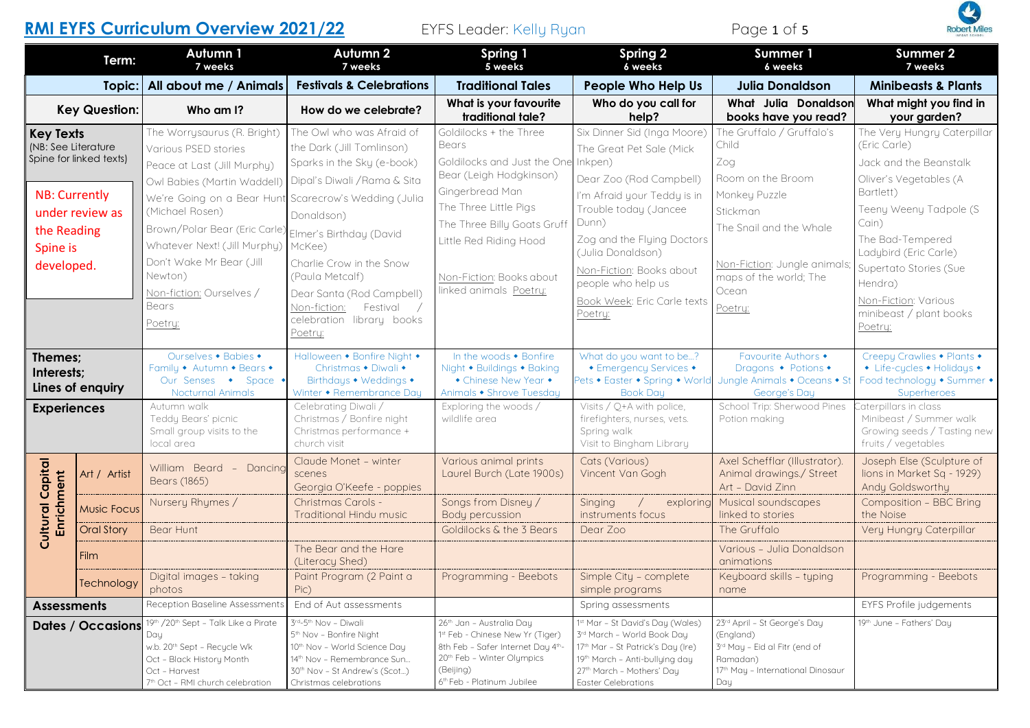# RMI EYFS Curriculum Overview 2021/22

EYFS Leader: Kelly Ryan

| Term: | | Autumn 1 (7 weeks) | Autumn 2 (7 weeks) | Spring 1 (5 weeks) | Spring 2 (6 weeks) | Summer 1 (6 weeks) | Summer 2 (7 weeks) |
|---|---|---|---|---|---|---|---|
| **Topic:** | | **All about me / Animals** | **Festivals & Celebrations** | **Traditional Tales** | **People Who Help Us** | **Julia Donaldson** | **Minibeasts & Plants** |
| **Key Question:** | | **Who am I?** | **How do we celebrate?** | **What is your favourite traditional tale?** | **Who do you call for help?** | **What Julia Donaldson books have you read?** | **What might you find in your garden?** |
| **Key Texts** (NB: See Literature Spine for linked texts) NB: Currently under review as the Reading Spine is developed. | | The Worrysaurus (R. Bright) Various PSED stories Peace at Last (Jill Murphy) Owl Babies (Martin Waddell) We're Going on a Bear Hunt (Michael Rosen) Brown/Polar Bear (Eric Carle) Whatever Next! (Jill Murphy) Don't Wake Mr Bear (Jill Newton) Non-fiction: Ourselves / Bears Poetry: | The Owl who was Afraid of the Dark (Jill Tomlinson) Sparks in the Sky (e-book) Dipal's Diwali /Rama & Sita Scarecrow's Wedding (Julia Donaldson) Elmer's Birthday (David McKee) Charlie Crow in the Snow (Paula Metcalf) Dear Santa (Rod Campbell) Non-fiction: Festival / celebration library books Poetry: | Goldilocks + the Three Bears Goldilocks and Just the One Bear (Leigh Hodgkinson) Gingerbread Man The Three Little Pigs The Three Billy Goats Gruff Little Red Riding Hood Non-Fiction: Books about linked animals Poetry: | Six Dinner Sid (Inga Moore) The Great Pet Sale (Mick Inkpen) Dear Zoo (Rod Campbell) I'm Afraid your Teddy is in Trouble today (Jancee Dunn) Zog and the Flying Doctors (Julia Donaldson) Non-Fiction: Books about people who help us Book Week: Eric Carle texts Poetry: | The Gruffalo / Gruffalo's Child Zog Room on the Broom Monkey Puzzle Stickman The Snail and the Whale Non-Fiction: Jungle animals; maps of the world; The Ocean Poetry: | The Very Hungry Caterpillar (Eric Carle) Jack and the Beanstalk Oliver's Vegetables (A Bartlett) Teeny Weeny Tadpole (S Cain) The Bad-Tempered Ladybird (Eric Carle) Supertato Stories (Sue Hendra) Non-Fiction: Various minibeast / plant books Poetry: |
| **Themes; Interests; Lines of enquiry** | | Ourselves • Babies • Family • Autumn • Bears • Our Senses • Space • Nocturnal Animals | Halloween • Bonfire Night • Christmas • Diwali • Birthdays • Weddings • Winter • Remembrance Day | In the woods • Bonfire Night • Buildings • Baking • Chinese New Year • Animals • Shrove Tuesday | What do you want to be…? • Emergency Services • Pets • Easter • Spring • World Book Day | Favourite Authors • Dragons • Potions • Jungle Animals • Oceans • St George's Day | Creepy Crawlies • Plants • • Life-cycles • Holidays • Food technology • Summer • Superheroes |
| **Experiences** | | Autumn walk Teddy Bears' picnic Small group visits to the local area | Celebrating Diwali / Christmas / Bonfire night Christmas performance + church visit | Exploring the woods / wildlife area | Visits / Q+A with police, firefighters, nurses, vets. Spring walk Visit to Bingham Library | School Trip: Sherwood Pines Potion making | Caterpillars in class Minibeast / Summer walk Growing seeds / Tasting new fruits / vegetables |
| **Cultural Capital Enrichment** | Art / Artist | William Beard – Dancing Bears (1865) | Claude Monet – winter scenes Georgia O'Keefe - poppies | Various animal prints Laurel Burch (Late 1900s) | Cats (Various) Vincent Van Gogh | Axel Schefflar (Illustrator). Animal drawings./ Street Art – David Zinn | Joseph Else (Sculpture of lions in Market Sq - 1929) Andy Goldsworthy |
| | Music Focus | Nursery Rhymes / | Christmas Carols - Traditional Hindu music | Songs from Disney / Body percussion | Singing / exploring instruments focus | Musical soundscapes linked to stories | Composition – BBC Bring the Noise |
| | Oral Story | Bear Hunt | | Goldilocks & the 3 Bears | Dear Zoo | The Gruffalo | Very Hungry Caterpillar |
| | Film | | The Bear and the Hare (Literacy Shed) | | | Various – Julia Donaldson animations | |
| | Technology | Digital images – taking photos | Paint Program (2 Paint a Pic) | Programming - Beebots | Simple City – complete simple programs | Keyboard skills – typing name | Programming - Beebots |
| **Assessments** | | Reception Baseline Assessments | End of Aut assessments | | Spring assessments | | EYFS Profile judgements |
| **Dates / Occasions** | | 19th /20th Sept – Talk Like a Pirate Day w.b. 20th Sept – Recycle Wk Oct – Black History Month Oct – Harvest 7th Oct – RMI church celebration | 3rd-5th Nov – Diwali 5th Nov – Bonfire Night 10th Nov – World Science Day 14th Nov – Remembrance Sun… 30th Nov – St Andrew's (Scot…) Christmas celebrations | 26th Jan – Australia Day 1st Feb - Chinese New Yr (Tiger) 8th Feb – Safer Internet Day 4th-20th Feb – Winter Olympics (Beijing) 6th Feb - Platinum Jubilee | 1st Mar – St David's Day (Wales) 3rd March – World Book Day 17th Mar – St Patrick's Day (Ire) 19th March – Anti-bullying day 27th March – Mothers' Day Easter Celebrations | 23rd April – St George's Day (England) 3rd May – Eid al Fitr (end of Ramadan) 17th May – International Dinosaur Day | 19th June – Fathers' Day |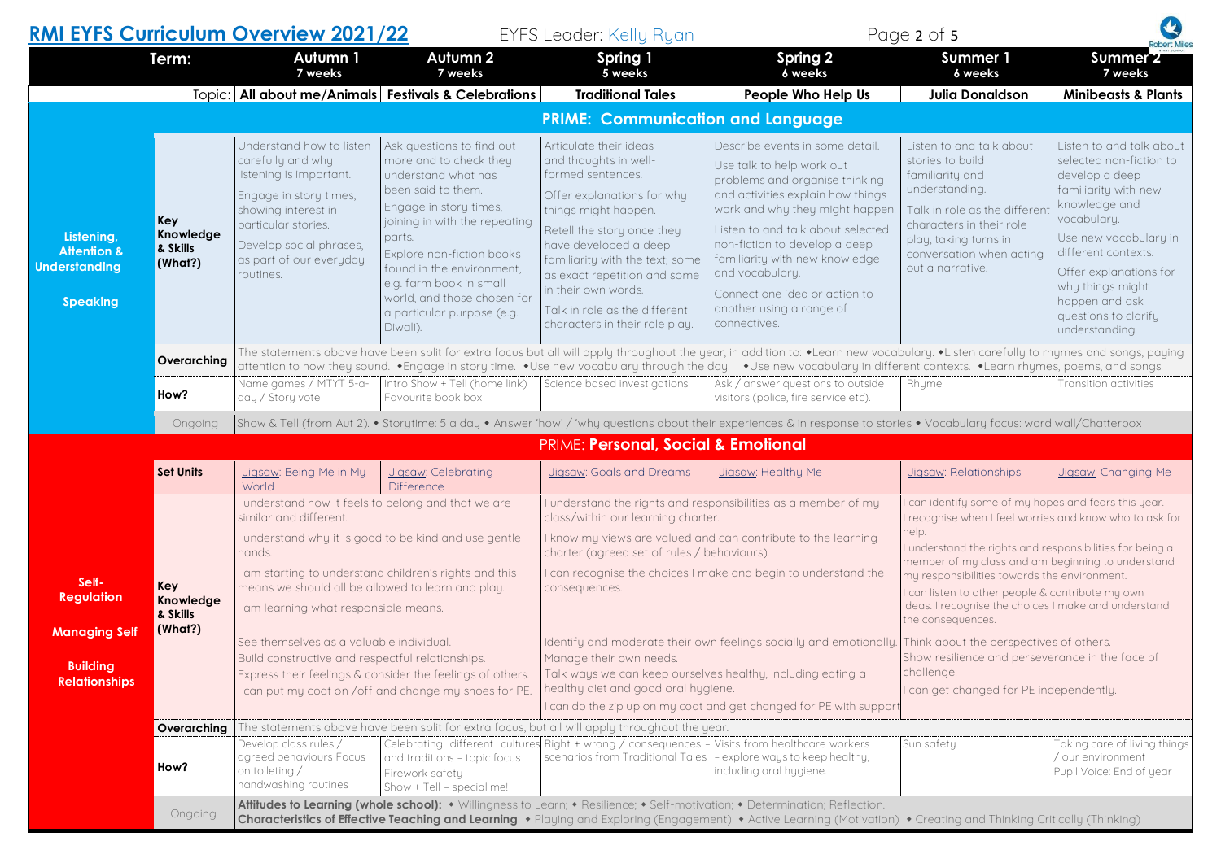# RMI EYFS Curriculum Overview 2021/22

EYFS Leader: Kelly Ryan

| Term: | | Autumn 1 (7 weeks) | Autumn 2 (7 weeks) | Spring 1 (5 weeks) | Spring 2 (6 weeks) | Summer 1 (6 weeks) | Summer 2 (7 weeks) |
|---|---|---|---|---|---|---|---|
| | Topic: | **All about me/Animals** | **Festivals & Celebrations** | **Traditional Tales** | **People Who Help Us** | **Julia Donaldson** | **Minibeasts & Plants** |
| **PRIME: Communication and Language** | | | | | | | |
| **Listening, Attention & Understanding / Speaking** | **Key Knowledge & Skills (What?)** | Understand how to listen carefully and why listening is important. Engage in story times, showing interest in particular stories. Develop social phrases, as part of our everyday routines. | Ask questions to find out more and to check they understand what has been said to them. Engage in story times, joining in with the repeating parts. Explore non-fiction books found in the environment, e.g. farm book in small world, and those chosen for a particular purpose (e.g. Diwali). | Articulate their ideas and thoughts in well-formed sentences. Offer explanations for why things might happen. Retell the story once they have developed a deep familiarity with the text; some as exact repetition and some in their own words. Talk in role as the different characters in their role play. | Describe events in some detail. Use talk to help work out problems and organise thinking and activities explain how things work and why they might happen. Listen to and talk about selected non-fiction to develop a deep familiarity with new knowledge and vocabulary. Connect one idea or action to another using a range of connectives. | Listen to and talk about stories to build familiarity and understanding. Talk in role as the different characters in their role play, taking turns in conversation when acting out a narrative. | Listen to and talk about selected non-fiction to develop a deep familiarity with new knowledge and vocabulary. Use new vocabulary in different contexts. Offer explanations for why things might happen and ask questions to clarify understanding. |
| | **Overarching** | The statements above have been split for extra focus but all will apply throughout the year, in addition to: •Learn new vocabulary. •Listen carefully to rhymes and songs, paying attention to how they sound. •Engage in story time. •Use new vocabulary through the day. •Use new vocabulary in different contexts. •Learn rhymes, poems, and songs. | | | | | |
| | **How?** | Name games / MTYT 5-a-day / Story vote | Intro Show + Tell (home link) Favourite book box | Science based investigations | Ask / answer questions to outside visitors (police, fire service etc). | Rhyme | Transition activities |
| | Ongoing | Show & Tell (from Aut 2). • Storytime: 5 a day • Answer 'how' / 'why questions about their experiences & in response to stories • Vocabulary focus: word wall/Chatterbox | | | | | |
| **PRIME: Personal, Social & Emotional** | | | | | | | |
| **Self-Regulation / Managing Self / Building Relationships** | **Set Units** | Jigsaw: Being Me in My World | Jigsaw: Celebrating Difference | Jigsaw: Goals and Dreams | Jigsaw: Healthy Me | Jigsaw: Relationships | Jigsaw: Changing Me |
| | **Key Knowledge & Skills (What?)** | I understand how it feels to belong and that we are similar and different. I understand why it is good to be kind and use gentle hands. I am starting to understand children's rights and this means we should all be allowed to learn and play. I am learning what responsible means. See themselves as a valuable individual. Build constructive and respectful relationships. Express their feelings & consider the feelings of others. I can put my coat on /off and change my shoes for PE. | | I understand the rights and responsibilities as a member of my class/within our learning charter. I know my views are valued and can contribute to the learning charter (agreed set of rules / behaviours). I can recognise the choices I make and begin to understand the consequences. Identify and moderate their own feelings socially and emotionally. Manage their own needs. Talk ways we can keep ourselves healthy, including eating a healthy diet and good oral hygiene. I can do the zip up on my coat and get changed for PE with support | | I can identify some of my hopes and fears this year. I recognise when I feel worries and know who to ask for help. I understand the rights and responsibilities for being a member of my class and am beginning to understand my responsibilities towards the environment. I can listen to other people & contribute my own ideas. I recognise the choices I make and understand the consequences. Think about the perspectives of others. Show resilience and perseverance in the face of challenge. I can get changed for PE independently. | |
| | **Overarching** | The statements above have been split for extra focus, but all will apply throughout the year. | | | | | |
| | **How?** | Develop class rules / agreed behaviours Focus on toileting / handwashing routines | Celebrating different cultures and traditions – topic focus Firework safety Show + Tell – special me! | Right + wrong / consequences – scenarios from Traditional Tales | Visits from healthcare workers – explore ways to keep healthy, including oral hygiene. | Sun safety | Taking care of living things / our environment Pupil Voice: End of year |
| | Ongoing | **Attitudes to Learning (whole school):** • Willingness to Learn; • Resilience; • Self-motivation; • Determination; Reflection. **Characteristics of Effective Teaching and Learning**: • Playing and Exploring (Engagement) • Active Learning (Motivation) • Creating and Thinking Critically (Thinking) | | | | | |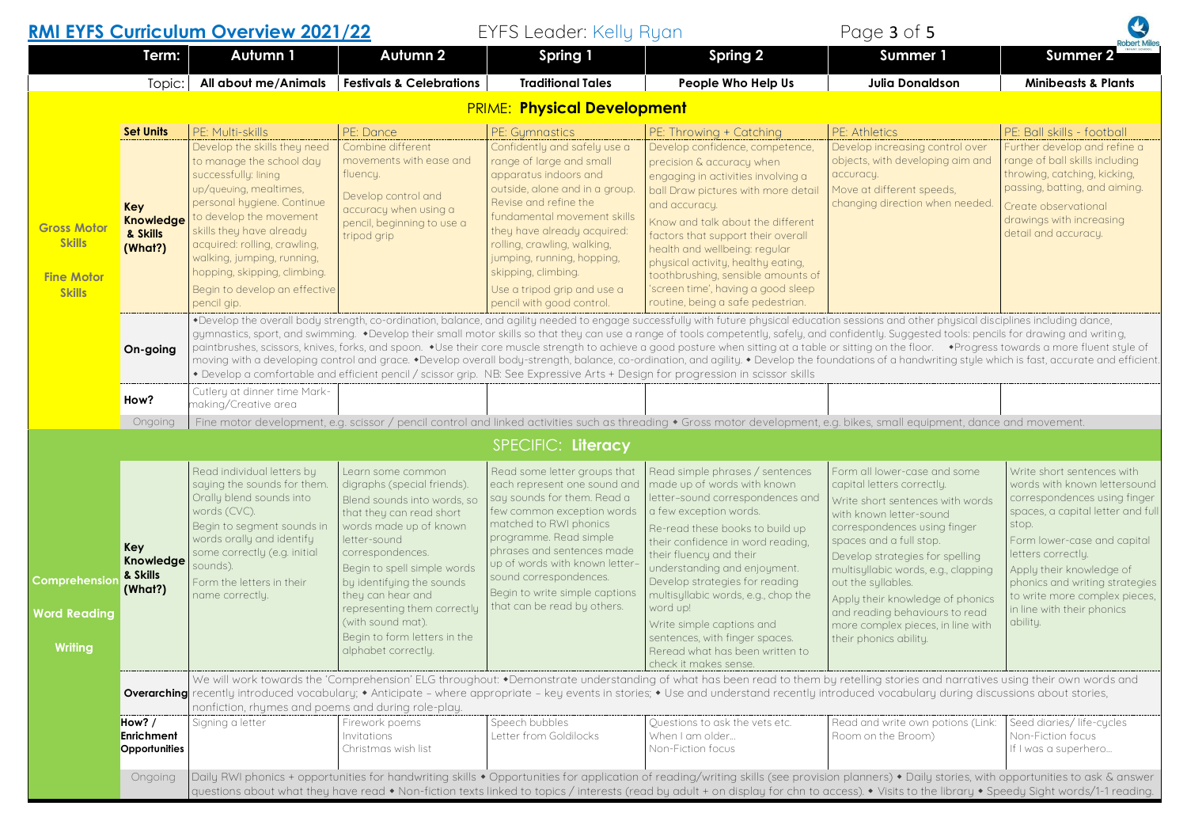# RMI EYFS Curriculum Overview 2021/22

EYFS Leader: Kelly Ryan

| | Term: | Autumn 1 | Autumn 2 | Spring 1 | Spring 2 | Summer 1 | Summer 2 |
|---|---|---|---|---|---|---|---|
| | Topic: | All about me/Animals | Festivals & Celebrations | Traditional Tales | People Who Help Us | Julia Donaldson | Minibeasts & Plants |
| **PRIME: Physical Development** | | | | | | | |
| Gross Motor Skills / Fine Motor Skills | Set Units | PE: Multi-skills | PE: Dance | PE: Gymnastics | PE: Throwing + Catching | PE: Athletics | PE: Ball skills - football |
| | Key Knowledge & Skills (What?) | Develop the skills they need to manage the school day successfully: lining up/queuing, mealtimes, personal hygiene. Continue to develop the movement skills they have already acquired: rolling, crawling, walking, jumping, running, hopping, skipping, climbing. Begin to develop an effective pencil gip. | Combine different movements with ease and fluency. Develop control and accuracy when using a pencil, beginning to use a tripod grip | Confidently and safely use a range of large and small apparatus indoors and outside, alone and in a group. Revise and refine the fundamental movement skills they have already acquired: rolling, crawling, walking, jumping, running, hopping, skipping, climbing. Use a tripod grip and use a pencil with good control. | Develop confidence, competence, precision & accuracy when engaging in activities involving a ball Draw pictures with more detail and accuracy. Know and talk about the different factors that support their overall health and wellbeing: regular physical activity, healthy eating, toothbrushing, sensible amounts of 'screen time', having a good sleep routine, being a safe pedestrian. | Develop increasing control over objects, with developing aim and accuracy. Move at different speeds, changing direction when needed. | Further develop and refine a range of ball skills including throwing, catching, kicking, passing, batting, and aiming. Create observational drawings with increasing detail and accuracy. |
| | On-going | •Develop the overall body strength, co-ordination, balance, and agility needed to engage successfully with future physical education sessions and other physical disciplines including dance, gymnastics, sport, and swimming. •Develop their small motor skills so that they can use a range of tools competently, safely, and confidently. Suggested tools: pencils for drawing and writing, paintbrushes, scissors, knives, forks, and spoon. •Use their core muscle strength to achieve a good posture when sitting at a table or sitting on the floor. •Progress towards a more fluent style of moving with a developing control and grace. •Develop overall body-strength, balance, co-ordination, and agility. • Develop the foundations of a handwriting style which is fast, accurate and efficient. • Develop a comfortable and efficient pencil / scissor grip. NB: See Expressive Arts + Design for progression in scissor skills | | | | | |
| | How? | Cutlery at dinner time Mark-making/Creative area | | | | | |
| | Ongoing | Fine motor development, e.g. scissor / pencil control and linked activities such as threading • Gross motor development, e.g. bikes, small equipment, dance and movement. | | | | | |
| **SPECIFIC: Literacy** | | | | | | | |
| Comprehension / Word Reading / Writing | Key Knowledge & Skills (What?) | Read individual letters by saying the sounds for them. Orally blend sounds into words (CVC). Begin to segment sounds in words orally and identify some correctly (e.g. initial sounds). Form the letters in their name correctly. | Learn some common digraphs (special friends). Blend sounds into words, so that they can read short words made up of known letter-sound correspondences. Begin to spell simple words by identifying the sounds they can hear and representing them correctly (with sound mat). Begin to form letters in the alphabet correctly. | Read some letter groups that each represent one sound and say sounds for them. Read a few common exception words matched to RWI phonics programme. Read simple phrases and sentences made up of words with known letter–sound correspondences. Begin to write simple captions that can be read by others. | Read simple phrases / sentences made up of words with known letter–sound correspondences and a few exception words. Re-read these books to build up their confidence in word reading, their fluency and their understanding and enjoyment. Develop strategies for reading multisyllabic words, e.g., chop the word up! Write simple captions and sentences, with finger spaces. Reread what has been written to check it makes sense. | Form all lower-case and some capital letters correctly. Write short sentences with words with known letter-sound correspondences using finger spaces and a full stop. Develop strategies for spelling multisyllabic words, e.g., clapping out the syllables. Apply their knowledge of phonics and reading behaviours to read more complex pieces, in line with their phonics ability. | Write short sentences with words with known lettersound correspondences using finger spaces, a capital letter and full stop. Form lower-case and capital letters correctly. Apply their knowledge of phonics and writing strategies to write more complex pieces, in line with their phonics ability. |
| | Overarching | We will work towards the 'Comprehension' ELG throughout: •Demonstrate understanding of what has been read to them by retelling stories and narratives using their own words and recently introduced vocabulary; • Anticipate – where appropriate – key events in stories; • Use and understand recently introduced vocabulary during discussions about stories, nonfiction, rhymes and poems and during role-play. | | | | | |
| | How? / Enrichment Opportunities | Signing a letter | Firework poems Invitations Christmas wish list | Speech bubbles Letter from Goldilocks | Questions to ask the vets etc. When I am older… Non-Fiction focus | Read and write own potions (Link: Room on the Broom) | Seed diaries/ life-cycles Non-Fiction focus If I was a superhero… |
| | Ongoing | Daily RWI phonics + opportunities for handwriting skills • Opportunities for application of reading/writing skills (see provision planners) • Daily stories, with opportunities to ask & answer questions about what they have read • Non-fiction texts linked to topics / interests (read by adult + on display for chn to access). • Visits to the library • Speedy Sight words/1-1 reading. | | | | | |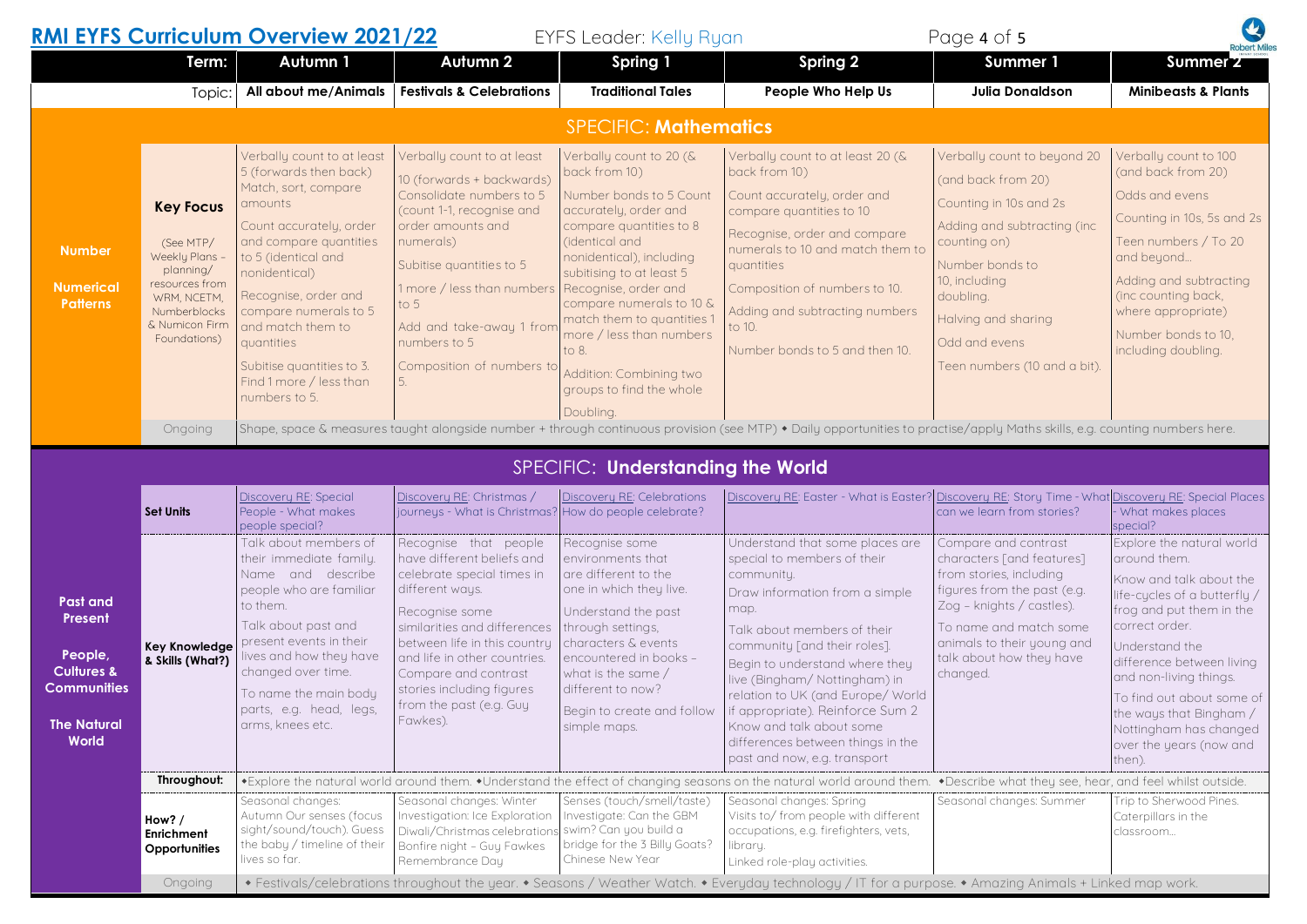# RMI EYFS Curriculum Overview 2021/22

EYFS Leader: Kelly Ryan

| | Term: | Autumn 1 | Autumn 2 | Spring 1 | Spring 2 | Summer 1 | Summer 2 |
|---|---|---|---|---|---|---|---|
| | Topic: | All about me/Animals | Festivals & Celebrations | Traditional Tales | People Who Help Us | Julia Donaldson | Minibeasts & Plants |

## SPECIFIC: Mathematics

| | | Autumn 1 | Autumn 2 | Spring 1 | Spring 2 | Summer 1 | Summer 2 |
|---|---|---|---|---|---|---|---|
| **Number**<br><br>**Numerical Patterns** | **Key Focus**<br><br>(See MTP/ Weekly Plans – planning/ resources from WRM, NCETM, Numberblocks & Numicon Firm Foundations) | Verbally count to at least 5 (forwards then back)<br>Match, sort, compare amounts<br>Count accurately, order and compare quantities to 5 (identical and nonidentical)<br>Recognise, order and compare numerals to 5 and match them to quantities<br>Subitise quantities to 3.<br>Find 1 more / less than numbers to 5. | Verbally count to at least 10 (forwards + backwards)<br>Consolidate numbers to 5 (count 1-1, recognise and order amounts and numerals)<br>Subitise quantities to 5<br>1 more / less than numbers to 5<br>Add and take-away 1 from numbers to 5<br>Composition of numbers to 5. | Verbally count to 20 (& back from 10)<br>Number bonds to 5 Count accurately, order and compare quantities to 8 (identical and nonidentical), including subitising to at least 5<br>Recognise, order and compare numerals to 10 & match them to quantities 1 more / less than numbers to 8.<br>Addition: Combining two groups to find the whole<br>Doubling. | Verbally count to at least 20 (& back from 10)<br>Count accurately, order and compare quantities to 10<br>Recognise, order and compare numerals to 10 and match them to quantities<br>Composition of numbers to 10.<br>Adding and subtracting numbers to 10.<br>Number bonds to 5 and then 10. | Verbally count to beyond 20 (and back from 20)<br>Counting in 10s and 2s<br>Adding and subtracting (inc counting on)<br>Number bonds to 10, including doubling.<br>Halving and sharing<br>Odd and evens<br>Teen numbers (10 and a bit). | Verbally count to 100 (and back from 20)<br>Odds and evens<br>Counting in 10s, 5s and 2s<br>Teen numbers / To 20 and beyond…<br>Adding and subtracting (inc counting back, where appropriate)<br>Number bonds to 10, including doubling. |
| | Ongoing | Shape, space & measures taught alongside number + through continuous provision (see MTP) • Daily opportunities to practise/apply Maths skills, e.g. counting numbers here. | | | | | |

## SPECIFIC: Understanding the World

| | | Autumn 1 | Autumn 2 | Spring 1 | Spring 2 | Summer 1 | Summer 2 |
|---|---|---|---|---|---|---|---|
| **Past and Present**<br><br>**People, Cultures & Communities**<br><br>**The Natural World** | **Set Units** | Discovery RE: Special People - What makes people special? | Discovery RE: Christmas / journeys - What is Christmas? | Discovery RE: Celebrations How do people celebrate? | Discovery RE: Easter - What is Easter? | Discovery RE: Story Time - What can we learn from stories? | Discovery RE: Special Places - What makes places special? |
| | **Key Knowledge & Skills (What?)** | Talk about members of their immediate family.<br>Name and describe people who are familiar to them.<br>Talk about past and present events in their lives and how they have changed over time.<br>To name the main body parts, e.g. head, legs, arms, knees etc. | Recognise that people have different beliefs and celebrate special times in different ways.<br>Recognise some similarities and differences between life in this country and life in other countries.<br>Compare and contrast stories including figures from the past (e.g. Guy Fawkes). | Recognise some environments that are different to the one in which they live.<br>Understand the past through settings, characters & events encountered in books – what is the same / different to now?<br>Begin to create and follow simple maps. | Understand that some places are special to members of their community.<br>Draw information from a simple map.<br>Talk about members of their community [and their roles].<br>Begin to understand where they live (Bingham/ Nottingham) in relation to UK (and Europe/ World if appropriate). Reinforce Sum 2<br>Know and talk about some differences between things in the past and now, e.g. transport | Compare and contrast characters [and features] from stories, including figures from the past (e.g. Zog – knights / castles).<br>To name and match some animals to their young and talk about how they have changed. | Explore the natural world around them.<br>Know and talk about the life-cycles of a butterfly / frog and put them in the correct order.<br>Understand the difference between living and non-living things.<br>To find out about some of the ways that Bingham / Nottingham has changed over the years (now and then). |
| | **Throughout:** | •Explore the natural world around them. •Understand the effect of changing seasons on the natural world around them. •Describe what they see, hear, and feel whilst outside. | | | | | |
| | **How? / Enrichment Opportunities** | Seasonal changes: Autumn Our senses (focus sight/sound/touch). Guess the baby / timeline of their lives so far. | Seasonal changes: Winter Investigation: Ice Exploration Diwali/Christmas celebrations Bonfire night – Guy Fawkes Remembrance Day | Senses (touch/smell/taste) Investigate: Can the GBM swim? Can you build a bridge for the 3 Billy Goats? Chinese New Year | Seasonal changes: Spring Visits to/ from people with different occupations, e.g. firefighters, vets, library.<br>Linked role-play activities. | Seasonal changes: Summer | Trip to Sherwood Pines. Caterpillars in the classroom… |
| | Ongoing | • Festivals/celebrations throughout the year. • Seasons / Weather Watch. • Everyday technology / IT for a purpose. • Amazing Animals + Linked map work. | | | | | |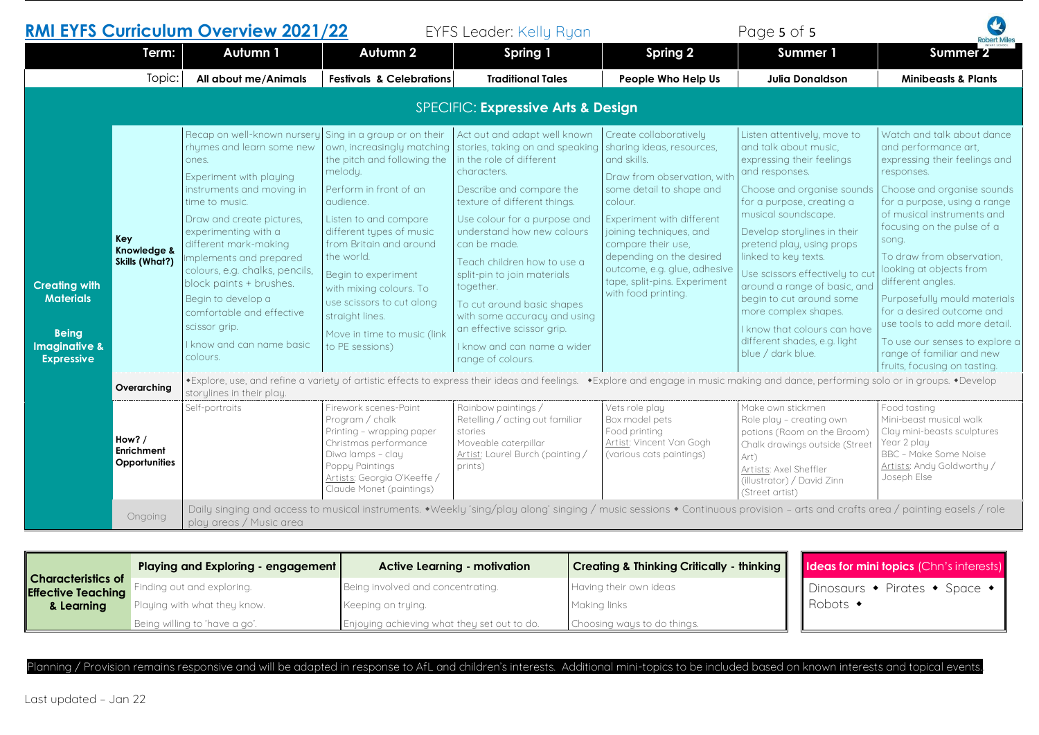# RMI EYFS Curriculum Overview 2021/22

EYFS Leader: Kelly Ryan

| | Term: | Autumn 1 | Autumn 2 | Spring 1 | Spring 2 | Summer 1 | Summer 2 |
|---|---|---|---|---|---|---|---|
| | Topic: | All about me/Animals | Festivals & Celebrations | Traditional Tales | People Who Help Us | Julia Donaldson | Minibeasts & Plants |
| SPECIFIC: **Expressive Arts & Design** | | | | | | | |
| Creating with Materials<br><br>Being Imaginative & Expressive | Key Knowledge & Skills (What?) | Recap on well-known nursery rhymes and learn some new ones.<br>Experiment with playing instruments and moving in time to music.<br>Draw and create pictures, experimenting with a different mark-making implements and prepared colours, e.g. chalks, pencils, block paints + brushes.<br>Begin to develop a comfortable and effective scissor grip.<br>I know and can name basic colours. | Sing in a group or on their own, increasingly matching the pitch and following the melody.<br>Perform in front of an audience.<br>Listen to and compare different types of music from Britain and around the world.<br>Begin to experiment with mixing colours. To use scissors to cut along straight lines.<br>Move in time to music (link to PE sessions) | Act out and adapt well known stories, taking on and speaking in the role of different characters.<br>Describe and compare the texture of different things.<br>Use colour for a purpose and understand how new colours can be made.<br>Teach children how to use a split-pin to join materials together.<br>To cut around basic shapes with some accuracy and using an effective scissor grip.<br>I know and can name a wider range of colours. | Create collaboratively sharing ideas, resources, and skills.<br>Draw from observation, with some detail to shape and colour.<br>Experiment with different joining techniques, and compare their use, depending on the desired outcome, e.g. glue, adhesive tape, split-pins. Experiment with food printing. | Listen attentively, move to and talk about music, expressing their feelings and responses.<br>Choose and organise sounds for a purpose, creating a musical soundscape.<br>Develop storylines in their pretend play, using props linked to key texts.<br>Use scissors effectively to cut around a range of basic, and begin to cut around some more complex shapes.<br>I know that colours can have different shades, e.g. light blue / dark blue. | Watch and talk about dance and performance art, expressing their feelings and responses.<br>Choose and organise sounds for a purpose, using a range of musical instruments and focusing on the pulse of a song.<br>To draw from observation, looking at objects from different angles.<br>Purposefully mould materials for a desired outcome and use tools to add more detail.<br>To use our senses to explore a range of familiar and new fruits, focusing on tasting. |
| | Overarching | •Explore, use, and refine a variety of artistic effects to express their ideas and feelings. •Explore and engage in music making and dance, performing solo or in groups. •Develop storylines in their play. | | | | | |
| | How? / Enrichment Opportunities | Self-portraits | Firework scenes-Paint Program / chalk<br>Printing – wrapping paper<br>Christmas performance<br>Diwa lamps – clay<br>Poppy Paintings<br>Artists: Georgia O'Keeffe / Claude Monet (paintings) | Rainbow paintings /<br>Retelling / acting out familiar stories<br>Moveable caterpillar<br>Artist: Laurel Burch (painting / prints) | Vets role play<br>Box model pets<br>Food printing<br>Artist: Vincent Van Gogh (various cats paintings) | Make own stickmen<br>Role play – creating own potions (Room on the Broom)<br>Chalk drawings outside (Street Art)<br>Artists: Axel Sheffler (illustrator) / David Zinn (Street artist) | Food tasting<br>Mini-beast musical walk<br>Clay mini-beasts sculptures<br>Year 2 play<br>BBC – Make Some Noise<br>Artists: Andy Goldworthy / Joseph Else |
| | Ongoing | Daily singing and access to musical instruments. •Weekly 'sing/play along' singing / music sessions • Continuous provision – arts and crafts area / painting easels / role play areas / Music area | | | | | |

| Characteristics of Effective Teaching & Learning | Playing and Exploring - engagement | Active Learning - motivation | Creating & Thinking Critically - thinking |
|---|---|---|---|
| | Finding out and exploring. | Being involved and concentrating. | Having their own ideas |
| | Playing with what they know. | Keeping on trying. | Making links |
| | Being willing to 'have a go'. | Enjoying achieving what they set out to do. | Choosing ways to do things. |

**Ideas for mini topics** (Chn's interests)

Dinosaurs • Pirates • Space • Robots •

Planning / Provision remains responsive and will be adapted in response to AfL and children's interests. Additional mini-topics to be included based on known interests and topical events.

Last updated – Jan 22